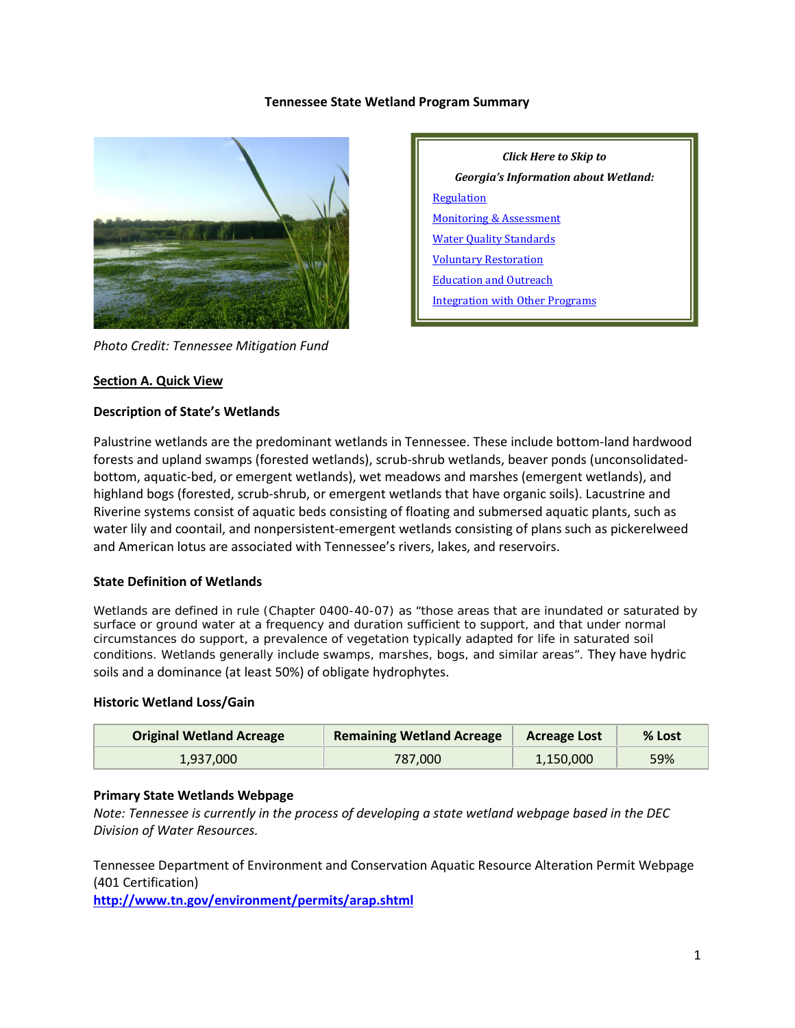# Tennessee State Wetland Program Summary

*Photo Credit: Tennessee Mitigation Fund*

***Click Here to Skip to Georgia's Information about Wetland:***

- Regulation
- Monitoring & Assessment
- Water Quality Standards
- Voluntary Restoration
- Education and Outreach
- Integration with Other Programs

## Section A. Quick View

### Description of State's Wetlands

Palustrine wetlands are the predominant wetlands in Tennessee. These include bottom-land hardwood forests and upland swamps (forested wetlands), scrub-shrub wetlands, beaver ponds (unconsolidated-bottom, aquatic-bed, or emergent wetlands), wet meadows and marshes (emergent wetlands), and highland bogs (forested, scrub-shrub, or emergent wetlands that have organic soils). Lacustrine and Riverine systems consist of aquatic beds consisting of floating and submersed aquatic plants, such as water lily and coontail, and nonpersistent-emergent wetlands consisting of plans such as pickerelweed and American lotus are associated with Tennessee's rivers, lakes, and reservoirs.

### State Definition of Wetlands

Wetlands are defined in rule (Chapter 0400-40-07) as "those areas that are inundated or saturated by surface or ground water at a frequency and duration sufficient to support, and that under normal circumstances do support, a prevalence of vegetation typically adapted for life in saturated soil conditions. Wetlands generally include swamps, marshes, bogs, and similar areas". They have hydric soils and a dominance (at least 50%) of obligate hydrophytes.

### Historic Wetland Loss/Gain

| Original Wetland Acreage | Remaining Wetland Acreage | Acreage Lost | % Lost |
|---|---|---|---|
| 1,937,000 | 787,000 | 1,150,000 | 59% |

### Primary State Wetlands Webpage

*Note: Tennessee is currently in the process of developing a state wetland webpage based in the DEC Division of Water Resources.*

Tennessee Department of Environment and Conservation Aquatic Resource Alteration Permit Webpage (401 Certification)
**http://www.tn.gov/environment/permits/arap.shtml**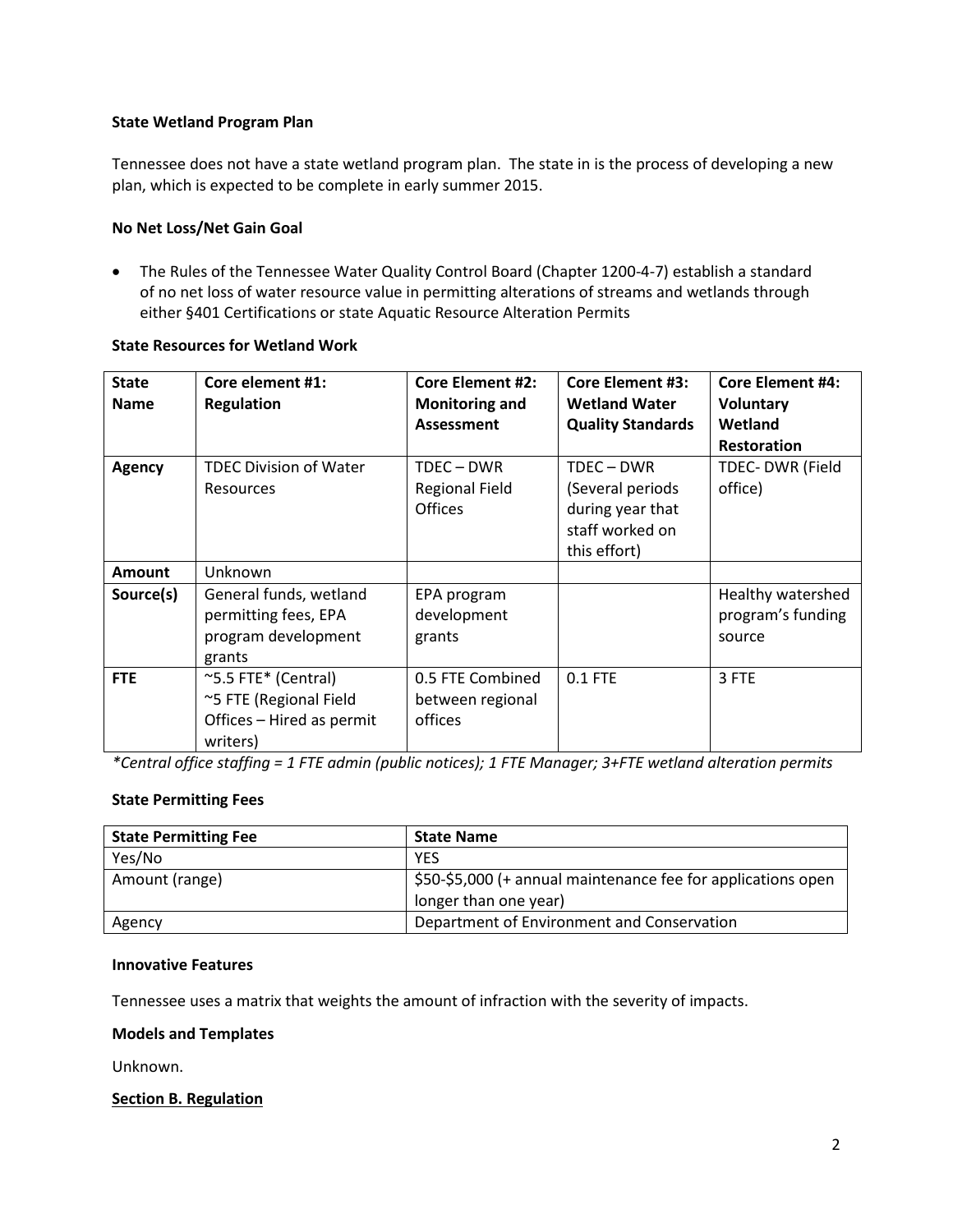**State Wetland Program Plan**

Tennessee does not have a state wetland program plan. The state in is the process of developing a new plan, which is expected to be complete in early summer 2015.

**No Net Loss/Net Gain Goal**

- The Rules of the Tennessee Water Quality Control Board (Chapter 1200-4-7) establish a standard of no net loss of water resource value in permitting alterations of streams and wetlands through either §401 Certifications or state Aquatic Resource Alteration Permits

**State Resources for Wetland Work**

| State Name | Core element #1: Regulation | Core Element #2: Monitoring and Assessment | Core Element #3: Wetland Water Quality Standards | Core Element #4: Voluntary Wetland Restoration |
|---|---|---|---|---|
| **Agency** | TDEC Division of Water Resources | TDEC – DWR Regional Field Offices | TDEC – DWR (Several periods during year that staff worked on this effort) | TDEC- DWR (Field office) |
| **Amount** | Unknown | | | |
| **Source(s)** | General funds, wetland permitting fees, EPA program development grants | EPA program development grants | | Healthy watershed program's funding source |
| **FTE** | ~5.5 FTE* (Central) ~5 FTE (Regional Field Offices – Hired as permit writers) | 0.5 FTE Combined between regional offices | 0.1 FTE | 3 FTE |

*\*Central office staffing = 1 FTE admin (public notices); 1 FTE Manager; 3+FTE wetland alteration permits*

**State Permitting Fees**

| State Permitting Fee | State Name |
|---|---|
| Yes/No | YES |
| Amount (range) | $50-$5,000 (+ annual maintenance fee for applications open longer than one year) |
| Agency | Department of Environment and Conservation |

**Innovative Features**

Tennessee uses a matrix that weights the amount of infraction with the severity of impacts.

**Models and Templates**

Unknown.

**Section B. Regulation**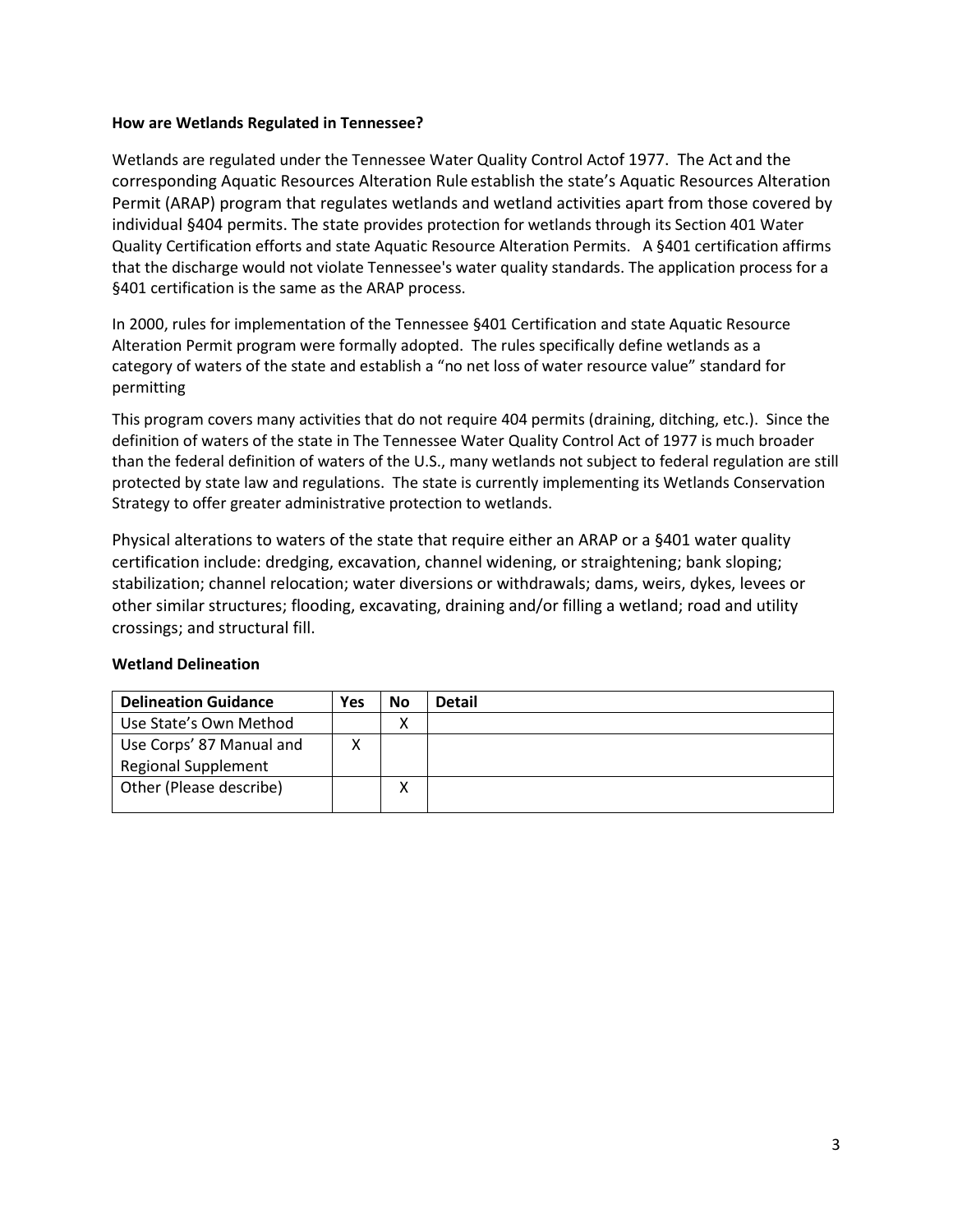**How are Wetlands Regulated in Tennessee?**

Wetlands are regulated under the Tennessee Water Quality Control Actof 1977. The Act and the corresponding Aquatic Resources Alteration Rule establish the state's Aquatic Resources Alteration Permit (ARAP) program that regulates wetlands and wetland activities apart from those covered by individual §404 permits. The state provides protection for wetlands through its Section 401 Water Quality Certification efforts and state Aquatic Resource Alteration Permits. A §401 certification affirms that the discharge would not violate Tennessee's water quality standards. The application process for a §401 certification is the same as the ARAP process.

In 2000, rules for implementation of the Tennessee §401 Certification and state Aquatic Resource Alteration Permit program were formally adopted. The rules specifically define wetlands as a category of waters of the state and establish a "no net loss of water resource value" standard for permitting

This program covers many activities that do not require 404 permits (draining, ditching, etc.). Since the definition of waters of the state in The Tennessee Water Quality Control Act of 1977 is much broader than the federal definition of waters of the U.S., many wetlands not subject to federal regulation are still protected by state law and regulations. The state is currently implementing its Wetlands Conservation Strategy to offer greater administrative protection to wetlands.

Physical alterations to waters of the state that require either an ARAP or a §401 water quality certification include: dredging, excavation, channel widening, or straightening; bank sloping; stabilization; channel relocation; water diversions or withdrawals; dams, weirs, dykes, levees or other similar structures; flooding, excavating, draining and/or filling a wetland; road and utility crossings; and structural fill.

**Wetland Delineation**

| Delineation Guidance | Yes | No | Detail |
|---|---|---|---|
| Use State's Own Method | | X | |
| Use Corps' 87 Manual and Regional Supplement | X | | |
| Other (Please describe) | | X | |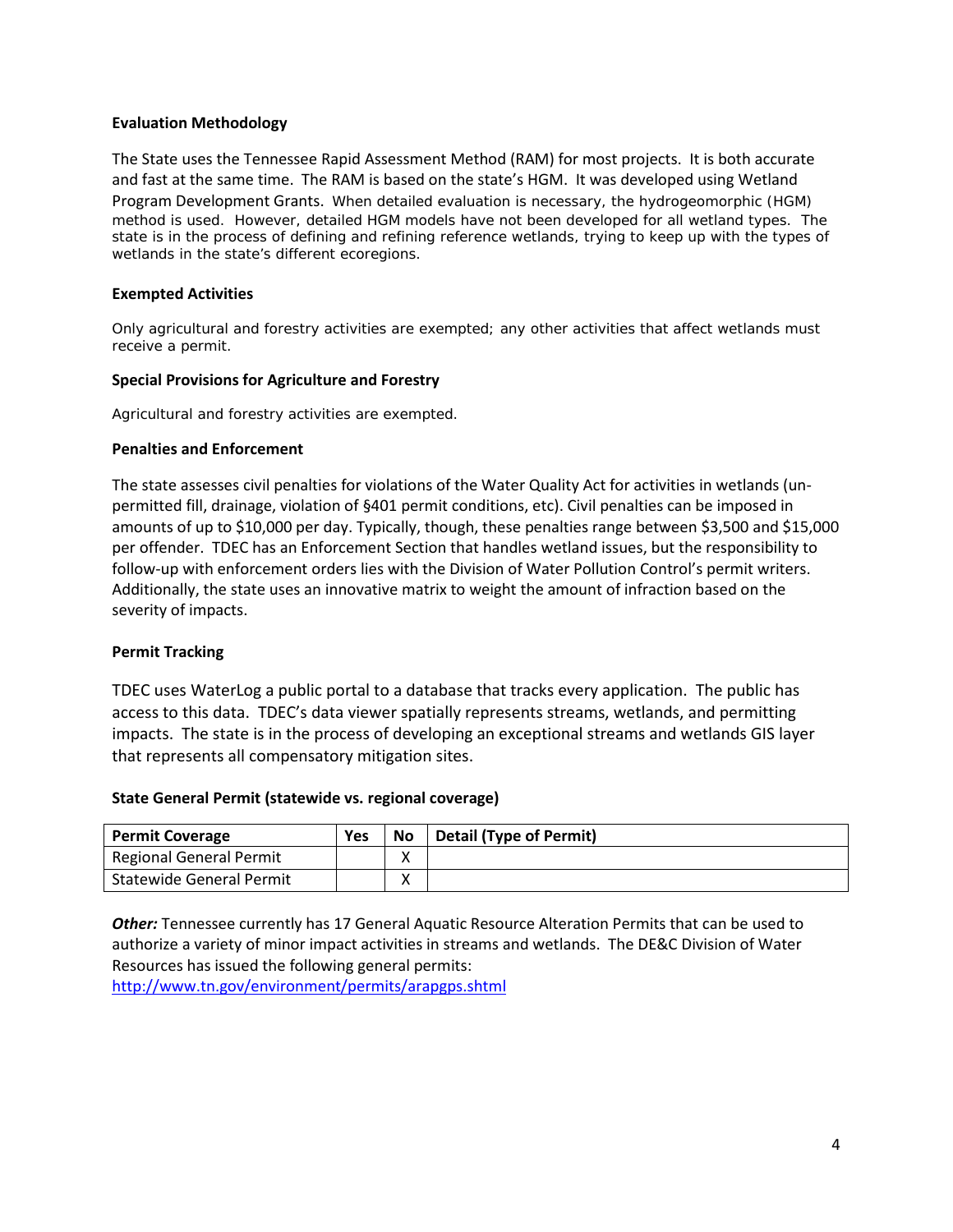**Evaluation Methodology**

The State uses the Tennessee Rapid Assessment Method (RAM) for most projects. It is both accurate and fast at the same time. The RAM is based on the state's HGM. It was developed using Wetland Program Development Grants. When detailed evaluation is necessary, the hydrogeomorphic (HGM) method is used. However, detailed HGM models have not been developed for all wetland types. The state is in the process of defining and refining reference wetlands, trying to keep up with the types of wetlands in the state's different ecoregions.

**Exempted Activities**

Only agricultural and forestry activities are exempted; any other activities that affect wetlands must receive a permit.

**Special Provisions for Agriculture and Forestry**

Agricultural and forestry activities are exempted.

**Penalties and Enforcement**

The state assesses civil penalties for violations of the Water Quality Act for activities in wetlands (un-permitted fill, drainage, violation of §401 permit conditions, etc). Civil penalties can be imposed in amounts of up to $10,000 per day. Typically, though, these penalties range between $3,500 and $15,000 per offender. TDEC has an Enforcement Section that handles wetland issues, but the responsibility to follow-up with enforcement orders lies with the Division of Water Pollution Control's permit writers. Additionally, the state uses an innovative matrix to weight the amount of infraction based on the severity of impacts.

**Permit Tracking**

TDEC uses WaterLog a public portal to a database that tracks every application. The public has access to this data. TDEC's data viewer spatially represents streams, wetlands, and permitting impacts. The state is in the process of developing an exceptional streams and wetlands GIS layer that represents all compensatory mitigation sites.

**State General Permit (statewide vs. regional coverage)**

| Permit Coverage | Yes | No | Detail (Type of Permit) |
|---|---|---|---|
| Regional General Permit | | X | |
| Statewide General Permit | | X | |

***Other:*** Tennessee currently has 17 General Aquatic Resource Alteration Permits that can be used to authorize a variety of minor impact activities in streams and wetlands. The DE&C Division of Water Resources has issued the following general permits:
http://www.tn.gov/environment/permits/arapgps.shtml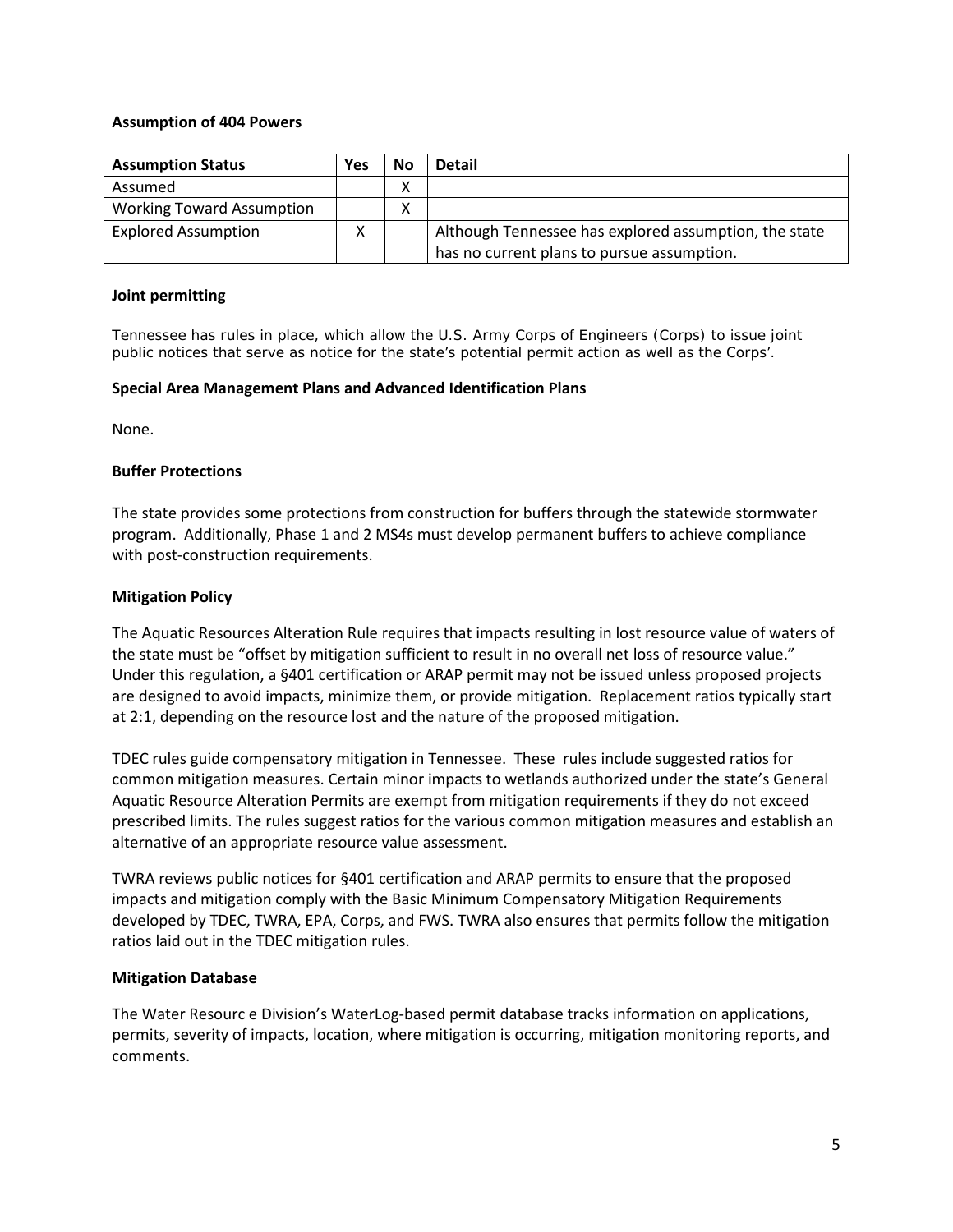**Assumption of 404 Powers**

| Assumption Status | Yes | No | Detail |
|---|---|---|---|
| Assumed | | X | |
| Working Toward Assumption | | X | |
| Explored Assumption | X | | Although Tennessee has explored assumption, the state has no current plans to pursue assumption. |

**Joint permitting**

Tennessee has rules in place, which allow the U.S. Army Corps of Engineers (Corps) to issue joint public notices that serve as notice for the state's potential permit action as well as the Corps'.

**Special Area Management Plans and Advanced Identification Plans**

None.

**Buffer Protections**

The state provides some protections from construction for buffers through the statewide stormwater program. Additionally, Phase 1 and 2 MS4s must develop permanent buffers to achieve compliance with post-construction requirements.

**Mitigation Policy**

The Aquatic Resources Alteration Rule requires that impacts resulting in lost resource value of waters of the state must be "offset by mitigation sufficient to result in no overall net loss of resource value." Under this regulation, a §401 certification or ARAP permit may not be issued unless proposed projects are designed to avoid impacts, minimize them, or provide mitigation. Replacement ratios typically start at 2:1, depending on the resource lost and the nature of the proposed mitigation.

TDEC rules guide compensatory mitigation in Tennessee. These rules include suggested ratios for common mitigation measures. Certain minor impacts to wetlands authorized under the state's General Aquatic Resource Alteration Permits are exempt from mitigation requirements if they do not exceed prescribed limits. The rules suggest ratios for the various common mitigation measures and establish an alternative of an appropriate resource value assessment.

TWRA reviews public notices for §401 certification and ARAP permits to ensure that the proposed impacts and mitigation comply with the Basic Minimum Compensatory Mitigation Requirements developed by TDEC, TWRA, EPA, Corps, and FWS. TWRA also ensures that permits follow the mitigation ratios laid out in the TDEC mitigation rules.

**Mitigation Database**

The Water Resourc e Division's WaterLog-based permit database tracks information on applications, permits, severity of impacts, location, where mitigation is occurring, mitigation monitoring reports, and comments.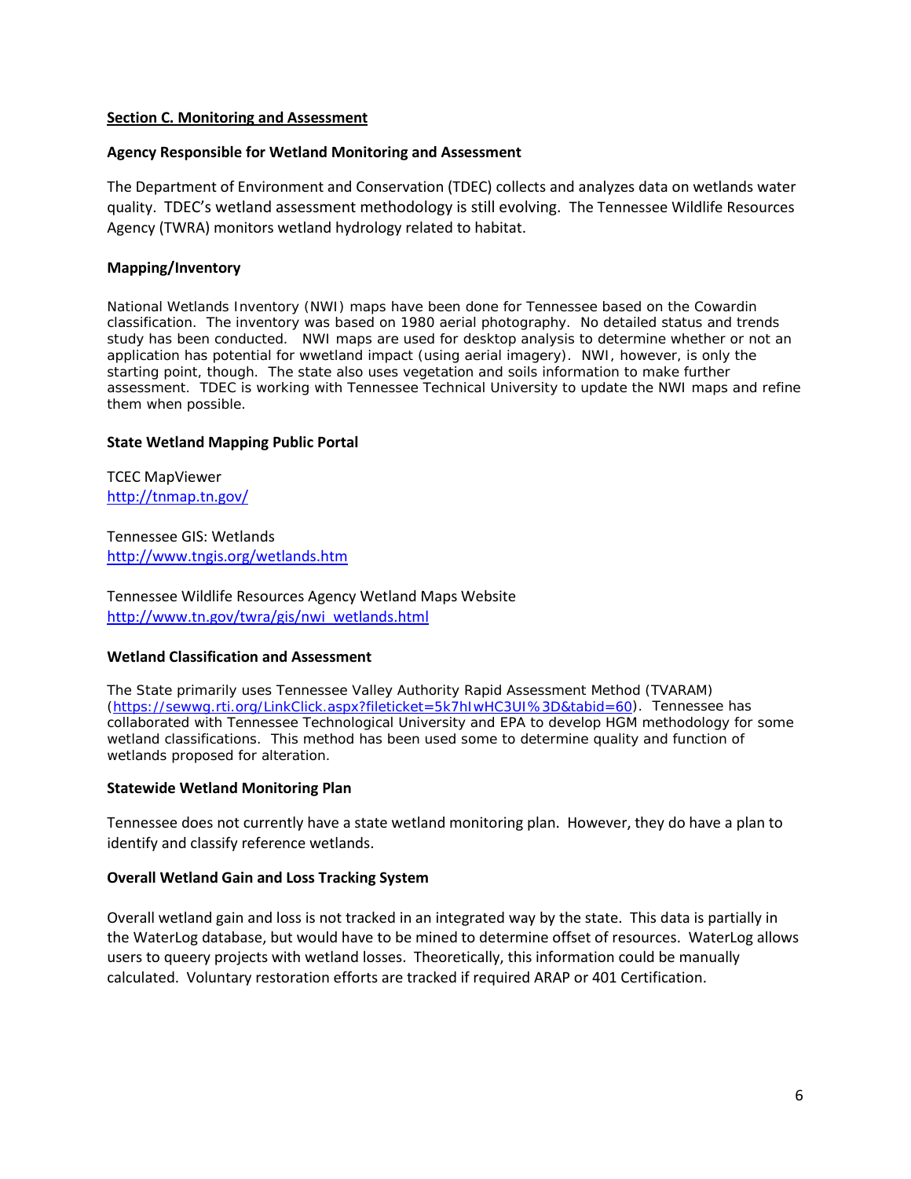## Section C. Monitoring and Assessment

### Agency Responsible for Wetland Monitoring and Assessment

The Department of Environment and Conservation (TDEC) collects and analyzes data on wetlands water quality. TDEC's wetland assessment methodology is still evolving. The Tennessee Wildlife Resources Agency (TWRA) monitors wetland hydrology related to habitat.

### Mapping/Inventory

National Wetlands Inventory (NWI) maps have been done for Tennessee based on the Cowardin classification. The inventory was based on 1980 aerial photography. No detailed status and trends study has been conducted. NWI maps are used for desktop analysis to determine whether or not an application has potential for wwetland impact (using aerial imagery). NWI, however, is only the starting point, though. The state also uses vegetation and soils information to make further assessment. TDEC is working with Tennessee Technical University to update the NWI maps and refine them when possible.

### State Wetland Mapping Public Portal

TCEC MapViewer
[http://tnmap.tn.gov/](http://tnmap.tn.gov/)

Tennessee GIS: Wetlands
[http://www.tngis.org/wetlands.htm](http://www.tngis.org/wetlands.htm)

Tennessee Wildlife Resources Agency Wetland Maps Website
[http://www.tn.gov/twra/gis/nwi_wetlands.html](http://www.tn.gov/twra/gis/nwi_wetlands.html)

### Wetland Classification and Assessment

The State primarily uses Tennessee Valley Authority Rapid Assessment Method (TVARAM) ([https://sewwg.rti.org/LinkClick.aspx?fileticket=5k7hIwHC3UI%3D&tabid=60](https://sewwg.rti.org/LinkClick.aspx?fileticket=5k7hIwHC3UI%3D&tabid=60)). Tennessee has collaborated with Tennessee Technological University and EPA to develop HGM methodology for some wetland classifications. This method has been used some to determine quality and function of wetlands proposed for alteration.

### Statewide Wetland Monitoring Plan

Tennessee does not currently have a state wetland monitoring plan. However, they do have a plan to identify and classify reference wetlands.

### Overall Wetland Gain and Loss Tracking System

Overall wetland gain and loss is not tracked in an integrated way by the state. This data is partially in the WaterLog database, but would have to be mined to determine offset of resources. WaterLog allows users to queery projects with wetland losses. Theoretically, this information could be manually calculated. Voluntary restoration efforts are tracked if required ARAP or 401 Certification.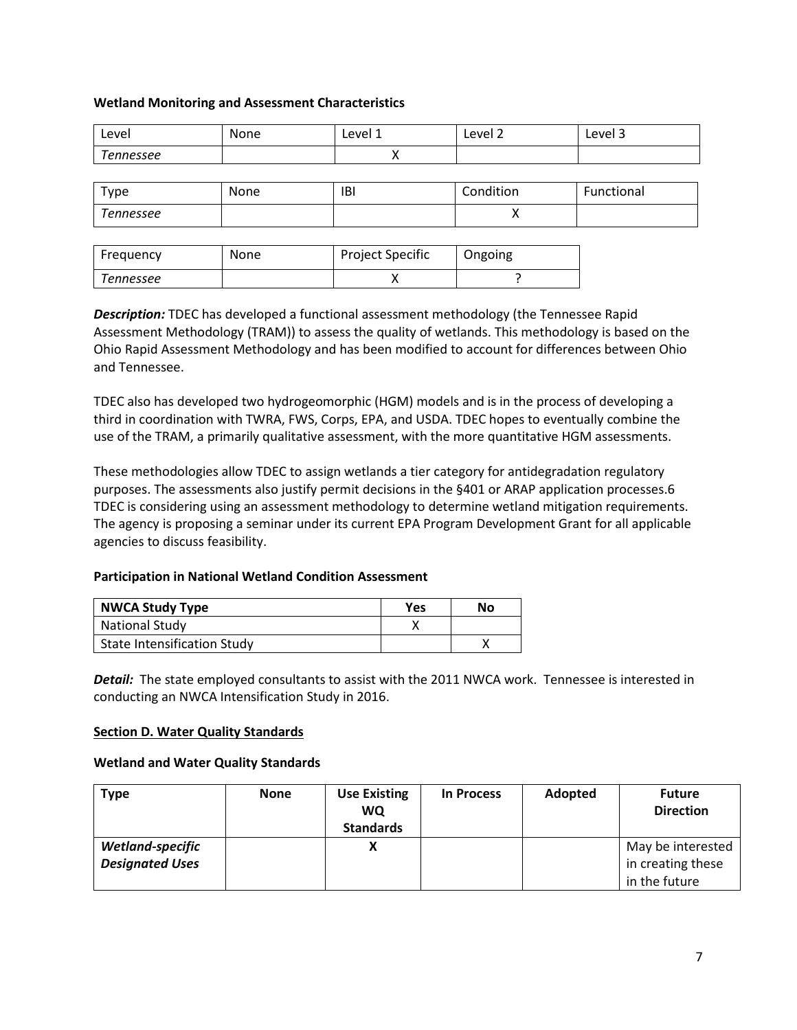**Wetland Monitoring and Assessment Characteristics**

| Level | None | Level 1 | Level 2 | Level 3 |
|---|---|---|---|---|
| *Tennessee* | | X | | |

| Type | None | IBI | Condition | Functional |
|---|---|---|---|---|
| *Tennessee* | | | X | |

| Frequency | None | Project Specific | Ongoing |
|---|---|---|---|
| *Tennessee* | | X | ? |

***Description:*** TDEC has developed a functional assessment methodology (the Tennessee Rapid Assessment Methodology (TRAM)) to assess the quality of wetlands. This methodology is based on the Ohio Rapid Assessment Methodology and has been modified to account for differences between Ohio and Tennessee.

TDEC also has developed two hydrogeomorphic (HGM) models and is in the process of developing a third in coordination with TWRA, FWS, Corps, EPA, and USDA. TDEC hopes to eventually combine the use of the TRAM, a primarily qualitative assessment, with the more quantitative HGM assessments.

These methodologies allow TDEC to assign wetlands a tier category for antidegradation regulatory purposes. The assessments also justify permit decisions in the §401 or ARAP application processes.6 TDEC is considering using an assessment methodology to determine wetland mitigation requirements. The agency is proposing a seminar under its current EPA Program Development Grant for all applicable agencies to discuss feasibility.

**Participation in National Wetland Condition Assessment**

| NWCA Study Type | Yes | No |
|---|---|---|
| National Study | X | |
| State Intensification Study | | X |

***Detail:*** The state employed consultants to assist with the 2011 NWCA work. Tennessee is interested in conducting an NWCA Intensification Study in 2016.

**Section D. Water Quality Standards**

**Wetland and Water Quality Standards**

| Type | None | Use Existing WQ Standards | In Process | Adopted | Future Direction |
|---|---|---|---|---|---|
| ***Wetland-specific Designated Uses*** | | **X** | | | May be interested in creating these in the future |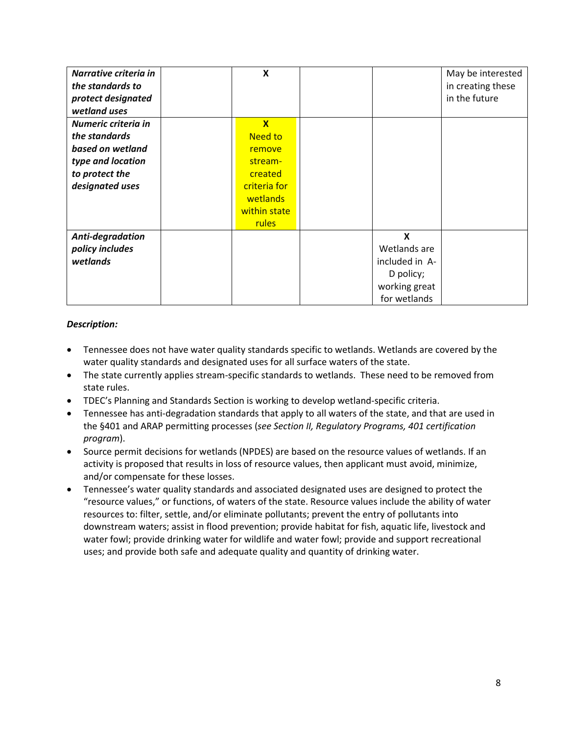| | | | | | |
|---|---|---|---|---|---|
| ***Narrative criteria in the standards to protect designated wetland uses*** | | X | | | May be interested in creating these in the future |
| ***Numeric criteria in the standards based on wetland type and location to protect the designated uses*** | | X Need to remove stream-created criteria for wetlands within state rules | | | |
| ***Anti-degradation policy includes wetlands*** | | | | X Wetlands are included in A-D policy; working great for wetlands | |

***Description:***

- Tennessee does not have water quality standards specific to wetlands. Wetlands are covered by the water quality standards and designated uses for all surface waters of the state.
- The state currently applies stream-specific standards to wetlands. These need to be removed from state rules.
- TDEC's Planning and Standards Section is working to develop wetland-specific criteria.
- Tennessee has anti-degradation standards that apply to all waters of the state, and that are used in the §401 and ARAP permitting processes (*see Section II, Regulatory Programs, 401 certification program*).
- Source permit decisions for wetlands (NPDES) are based on the resource values of wetlands. If an activity is proposed that results in loss of resource values, then applicant must avoid, minimize, and/or compensate for these losses.
- Tennessee's water quality standards and associated designated uses are designed to protect the "resource values," or functions, of waters of the state. Resource values include the ability of water resources to: filter, settle, and/or eliminate pollutants; prevent the entry of pollutants into downstream waters; assist in flood prevention; provide habitat for fish, aquatic life, livestock and water fowl; provide drinking water for wildlife and water fowl; provide and support recreational uses; and provide both safe and adequate quality and quantity of drinking water.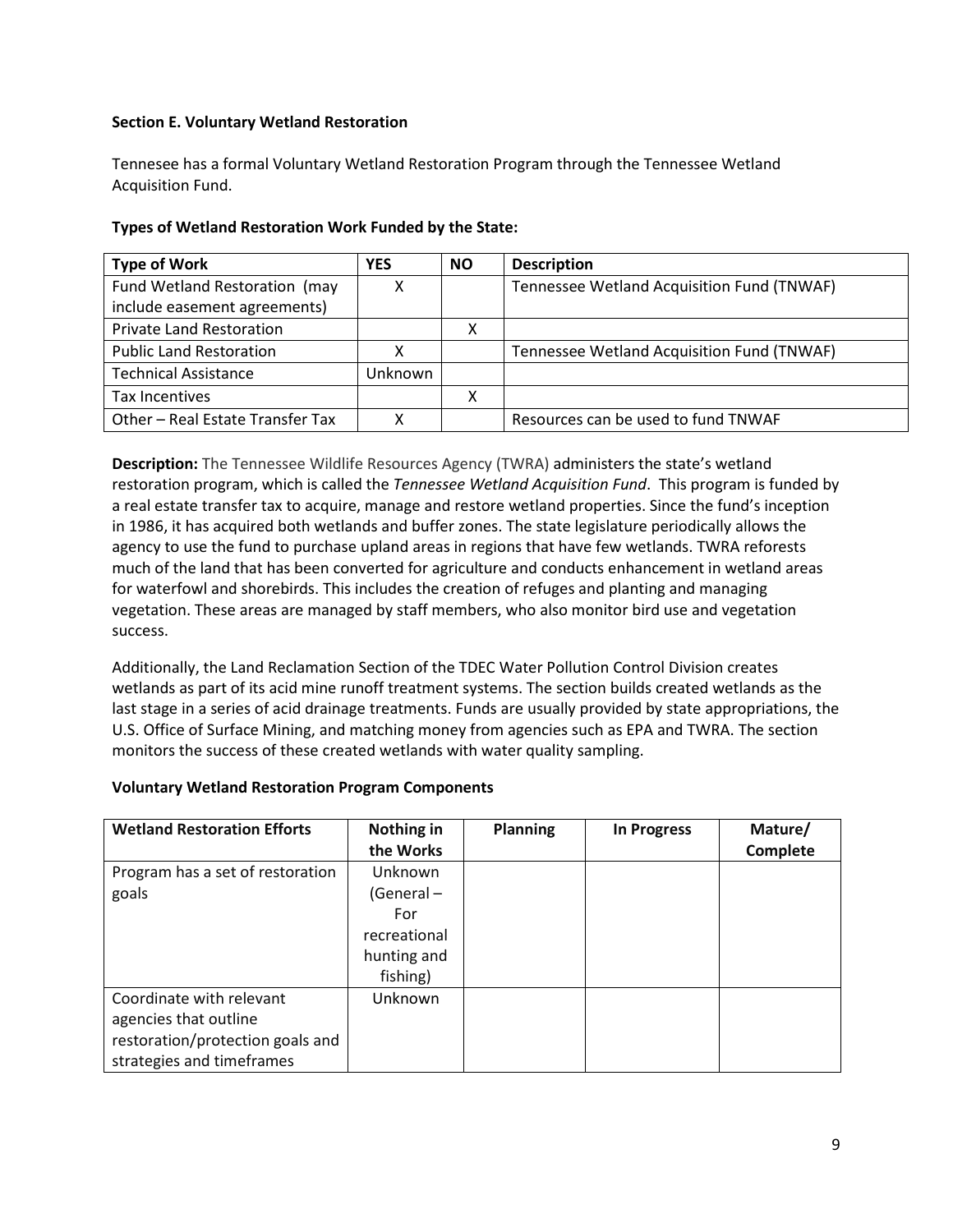**Section E. Voluntary Wetland Restoration**

Tennesee has a formal Voluntary Wetland Restoration Program through the Tennessee Wetland Acquisition Fund.

**Types of Wetland Restoration Work Funded by the State:**

| Type of Work | YES | NO | Description |
|---|---|---|---|
| Fund Wetland Restoration (may include easement agreements) | X | | Tennessee Wetland Acquisition Fund (TNWAF) |
| Private Land Restoration | | X | |
| Public Land Restoration | X | | Tennessee Wetland Acquisition Fund (TNWAF) |
| Technical Assistance | Unknown | | |
| Tax Incentives | | X | |
| Other – Real Estate Transfer Tax | X | | Resources can be used to fund TNWAF |

**Description:** The Tennessee Wildlife Resources Agency (TWRA) administers the state's wetland restoration program, which is called the *Tennessee Wetland Acquisition Fund*. This program is funded by a real estate transfer tax to acquire, manage and restore wetland properties. Since the fund's inception in 1986, it has acquired both wetlands and buffer zones. The state legislature periodically allows the agency to use the fund to purchase upland areas in regions that have few wetlands. TWRA reforests much of the land that has been converted for agriculture and conducts enhancement in wetland areas for waterfowl and shorebirds. This includes the creation of refuges and planting and managing vegetation. These areas are managed by staff members, who also monitor bird use and vegetation success.

Additionally, the Land Reclamation Section of the TDEC Water Pollution Control Division creates wetlands as part of its acid mine runoff treatment systems. The section builds created wetlands as the last stage in a series of acid drainage treatments. Funds are usually provided by state appropriations, the U.S. Office of Surface Mining, and matching money from agencies such as EPA and TWRA. The section monitors the success of these created wetlands with water quality sampling.

**Voluntary Wetland Restoration Program Components**

| Wetland Restoration Efforts | Nothing in the Works | Planning | In Progress | Mature/ Complete |
|---|---|---|---|---|
| Program has a set of restoration goals | Unknown (General – For recreational hunting and fishing) | | | |
| Coordinate with relevant agencies that outline restoration/protection goals and strategies and timeframes | Unknown | | | |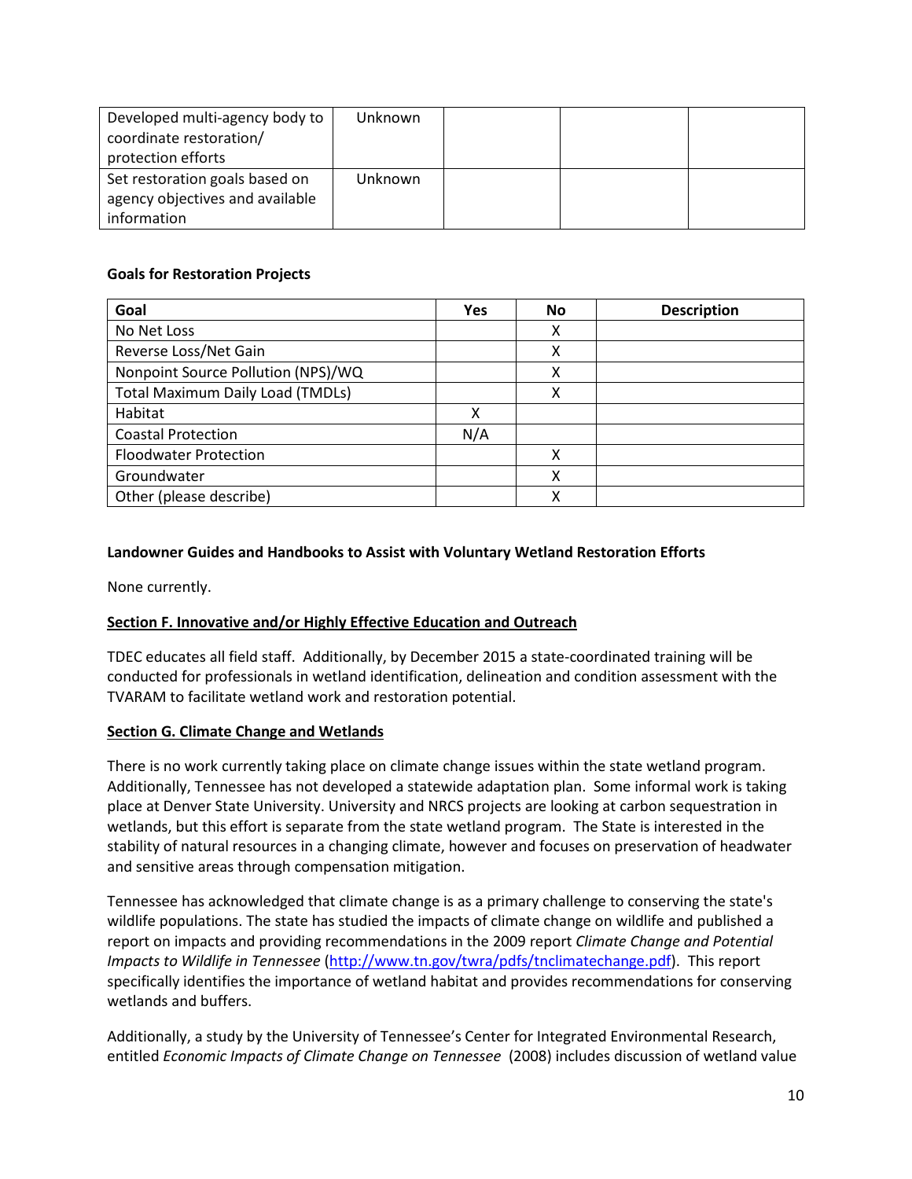| | | | | |
|---|---|---|---|---|
| Developed multi-agency body to coordinate restoration/ protection efforts | Unknown | | | |
| Set restoration goals based on agency objectives and available information | Unknown | | | |

**Goals for Restoration Projects**

| Goal | Yes | No | Description |
|---|---|---|---|
| No Net Loss | | X | |
| Reverse Loss/Net Gain | | X | |
| Nonpoint Source Pollution (NPS)/WQ | | X | |
| Total Maximum Daily Load (TMDLs) | | X | |
| Habitat | X | | |
| Coastal Protection | N/A | | |
| Floodwater Protection | | X | |
| Groundwater | | X | |
| Other (please describe) | | X | |

**Landowner Guides and Handbooks to Assist with Voluntary Wetland Restoration Efforts**

None currently.

**Section F. Innovative and/or Highly Effective Education and Outreach**

TDEC educates all field staff. Additionally, by December 2015 a state-coordinated training will be conducted for professionals in wetland identification, delineation and condition assessment with the TVARAM to facilitate wetland work and restoration potential.

**Section G. Climate Change and Wetlands**

There is no work currently taking place on climate change issues within the state wetland program. Additionally, Tennessee has not developed a statewide adaptation plan. Some informal work is taking place at Denver State University. University and NRCS projects are looking at carbon sequestration in wetlands, but this effort is separate from the state wetland program. The State is interested in the stability of natural resources in a changing climate, however and focuses on preservation of headwater and sensitive areas through compensation mitigation.

Tennessee has acknowledged that climate change is as a primary challenge to conserving the state's wildlife populations. The state has studied the impacts of climate change on wildlife and published a report on impacts and providing recommendations in the 2009 report *Climate Change and Potential Impacts to Wildlife in Tennessee* (http://www.tn.gov/twra/pdfs/tnclimatechange.pdf). This report specifically identifies the importance of wetland habitat and provides recommendations for conserving wetlands and buffers.

Additionally, a study by the University of Tennessee's Center for Integrated Environmental Research, entitled *Economic Impacts of Climate Change on Tennessee* (2008) includes discussion of wetland value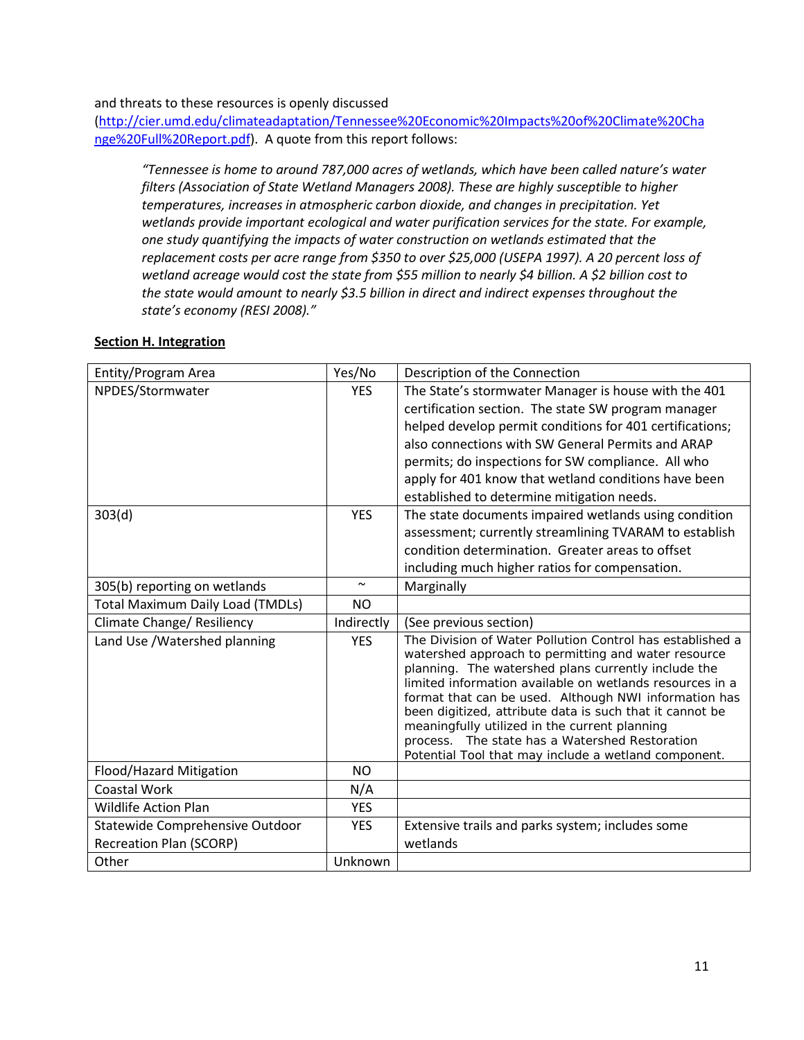and threats to these resources is openly discussed (http://cier.umd.edu/climateadaptation/Tennessee%20Economic%20Impacts%20of%20Climate%20Change%20Full%20Report.pdf). A quote from this report follows:

> *"Tennessee is home to around 787,000 acres of wetlands, which have been called nature's water filters (Association of State Wetland Managers 2008). These are highly susceptible to higher temperatures, increases in atmospheric carbon dioxide, and changes in precipitation. Yet wetlands provide important ecological and water purification services for the state. For example, one study quantifying the impacts of water construction on wetlands estimated that the replacement costs per acre range from $350 to over $25,000 (USEPA 1997). A 20 percent loss of wetland acreage would cost the state from $55 million to nearly $4 billion. A $2 billion cost to the state would amount to nearly $3.5 billion in direct and indirect expenses throughout the state's economy (RESI 2008)."*

**Section H. Integration**

| Entity/Program Area | Yes/No | Description of the Connection |
|---|---|---|
| NPDES/Stormwater | YES | The State's stormwater Manager is house with the 401 certification section. The state SW program manager helped develop permit conditions for 401 certifications; also connections with SW General Permits and ARAP permits; do inspections for SW compliance. All who apply for 401 know that wetland conditions have been established to determine mitigation needs. |
| 303(d) | YES | The state documents impaired wetlands using condition assessment; currently streamlining TVARAM to establish condition determination. Greater areas to offset including much higher ratios for compensation. |
| 305(b) reporting on wetlands | ~ | Marginally |
| Total Maximum Daily Load (TMDLs) | NO | |
| Climate Change/ Resiliency | Indirectly | (See previous section) |
| Land Use /Watershed planning | YES | The Division of Water Pollution Control has established a watershed approach to permitting and water resource planning. The watershed plans currently include the limited information available on wetlands resources in a format that can be used. Although NWI information has been digitized, attribute data is such that it cannot be meaningfully utilized in the current planning process. The state has a Watershed Restoration Potential Tool that may include a wetland component. |
| Flood/Hazard Mitigation | NO | |
| Coastal Work | N/A | |
| Wildlife Action Plan | YES | |
| Statewide Comprehensive Outdoor Recreation Plan (SCORP) | YES | Extensive trails and parks system; includes some wetlands |
| Other | Unknown | |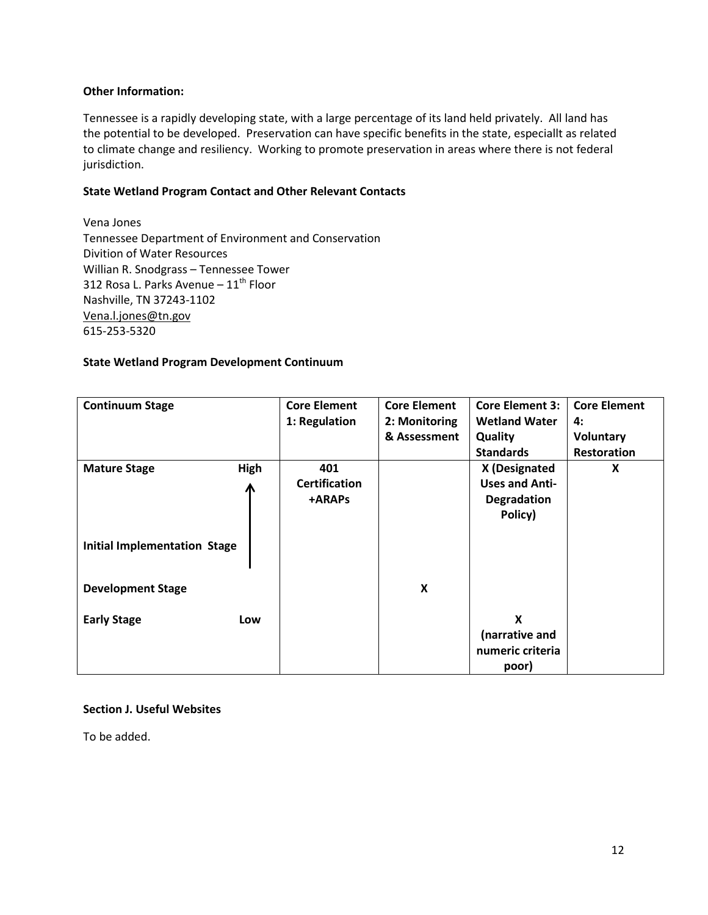**Other Information:**

Tennessee is a rapidly developing state, with a large percentage of its land held privately. All land has the potential to be developed. Preservation can have specific benefits in the state, especiallt as related to climate change and resiliency. Working to promote preservation in areas where there is not federal jurisdiction.

**State Wetland Program Contact and Other Relevant Contacts**

Vena Jones
Tennessee Department of Environment and Conservation
Divition of Water Resources
Willian R. Snodgrass – Tennessee Tower
312 Rosa L. Parks Avenue – 11th Floor
Nashville, TN 37243-1102
Vena.l.jones@tn.gov
615-253-5320

**State Wetland Program Development Continuum**

| Continuum Stage | | Core Element 1: Regulation | Core Element 2: Monitoring & Assessment | Core Element 3: Wetland Water Quality Standards | Core Element 4: Voluntary Restoration |
|---|---|---|---|---|---|
| **Mature Stage** | **High** | **401 Certification +ARAPs** | | **X (Designated Uses and Anti-Degradation Policy)** | **X** |
| **Initial Implementation Stage** | | | | | |
| **Development Stage** | | | **X** | | |
| **Early Stage** | **Low** | | | **X (narrative and numeric criteria poor)** | |

**Section J. Useful Websites**

To be added.